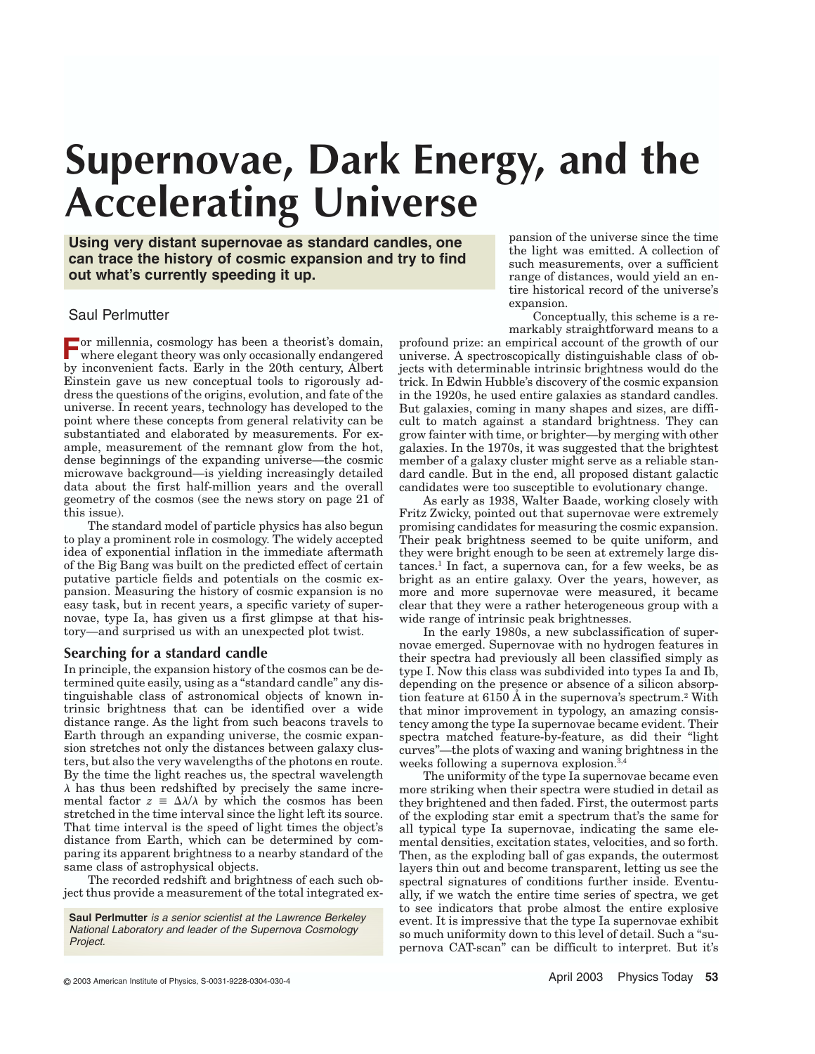# Supernovae, Dark Energy, and the Accelerating Universe

**Using very distant supernovae as standard candles, one can trace the history of cosmic expansion and try to find out what's currently speeding it up.**

Saul Perlmutter

For millennia, cosmology has been a theorist's domain, where elegant theory was only occasionally endangered by inconvenient facts. Early in the 20th century, Albert Einstein gave us new conceptual tools to rigorously address the questions of the origins, evolution, and fate of the universe. In recent years, technology has developed to the point where these concepts from general relativity can be substantiated and elaborated by measurements. For example, measurement of the remnant glow from the hot, dense beginnings of the expanding universe—the cosmic microwave background—is yielding increasingly detailed data about the first half-million years and the overall geometry of the cosmos (see the news story on page 21 of this issue).

The standard model of particle physics has also begun to play a prominent role in cosmology. The widely accepted idea of exponential inflation in the immediate aftermath of the Big Bang was built on the predicted effect of certain putative particle fields and potentials on the cosmic expansion. Measuring the history of cosmic expansion is no easy task, but in recent years, a specific variety of supernovae, type Ia, has given us a first glimpse at that history—and surprised us with an unexpected plot twist.

## Searching for a standard candle

In principle, the expansion history of the cosmos can be determined quite easily, using as a "standard candle" any distinguishable class of astronomical objects of known intrinsic brightness that can be identified over a wide distance range. As the light from such beacons travels to Earth through an expanding universe, the cosmic expansion stretches not only the distances between galaxy clusters, but also the very wavelengths of the photons en route. By the time the light reaches us, the spectral wavelength $\lambda$ has thus been redshifted by precisely the same incremental factor $z \equiv \Delta\lambda/\lambda$ by which the cosmos has been stretched in the time interval since the light left its source. That time interval is the speed of light times the object's distance from Earth, which can be determined by comparing its apparent brightness to a nearby standard of the same class of astrophysical objects.

The recorded redshift and brightness of each such object thus provide a measurement of the total integrated expansion of the universe since the time the light was emitted. A collection of such measurements, over a sufficient range of distances, would yield an entire historical record of the universe's expansion.

Conceptually, this scheme is a remarkably straightforward means to a profound prize: an empirical account of the growth of our universe. A spectroscopically distinguishable class of objects with determinable intrinsic brightness would do the trick. In Edwin Hubble's discovery of the cosmic expansion in the 1920s, he used entire galaxies as standard candles. But galaxies, coming in many shapes and sizes, are difficult to match against a standard brightness. They can grow fainter with time, or brighter—by merging with other galaxies. In the 1970s, it was suggested that the brightest member of a galaxy cluster might serve as a reliable standard candle. But in the end, all proposed distant galactic candidates were too susceptible to evolutionary change.

As early as 1938, Walter Baade, working closely with Fritz Zwicky, pointed out that supernovae were extremely promising candidates for measuring the cosmic expansion. Their peak brightness seemed to be quite uniform, and they were bright enough to be seen at extremely large distances.[1] In fact, a supernova can, for a few weeks, be as bright as an entire galaxy. Over the years, however, as more and more supernovae were measured, it became clear that they were a rather heterogeneous group with a wide range of intrinsic peak brightnesses.

In the early 1980s, a new subclassification of supernovae emerged. Supernovae with no hydrogen features in their spectra had previously all been classified simply as type I. Now this class was subdivided into types Ia and Ib, depending on the presence or absence of a silicon absorption feature at 6150 Å in the supernova's spectrum.[2] With that minor improvement in typology, an amazing consistency among the type Ia supernovae became evident. Their spectra matched feature-by-feature, as did their "light curves"—the plots of waxing and waning brightness in the weeks following a supernova explosion.[3,4]

The uniformity of the type Ia supernovae became even more striking when their spectra were studied in detail as they brightened and then faded. First, the outermost parts of the exploding star emit a spectrum that's the same for all typical type Ia supernovae, indicating the same elemental densities, excitation states, velocities, and so forth. Then, as the exploding ball of gas expands, the outermost layers thin out and become transparent, letting us see the spectral signatures of conditions further inside. Eventually, if we watch the entire time series of spectra, we get to see indicators that probe almost the entire explosive event. It is impressive that the type Ia supernovae exhibit so much uniformity down to this level of detail. Such a "supernova CAT-scan" can be difficult to interpret. But it's

**Saul Perlmutter** *is a senior scientist at the Lawrence Berkeley National Laboratory and leader of the Supernova Cosmology Project.*

© 2003 American Institute of Physics, S-0031-9228-0304-030-4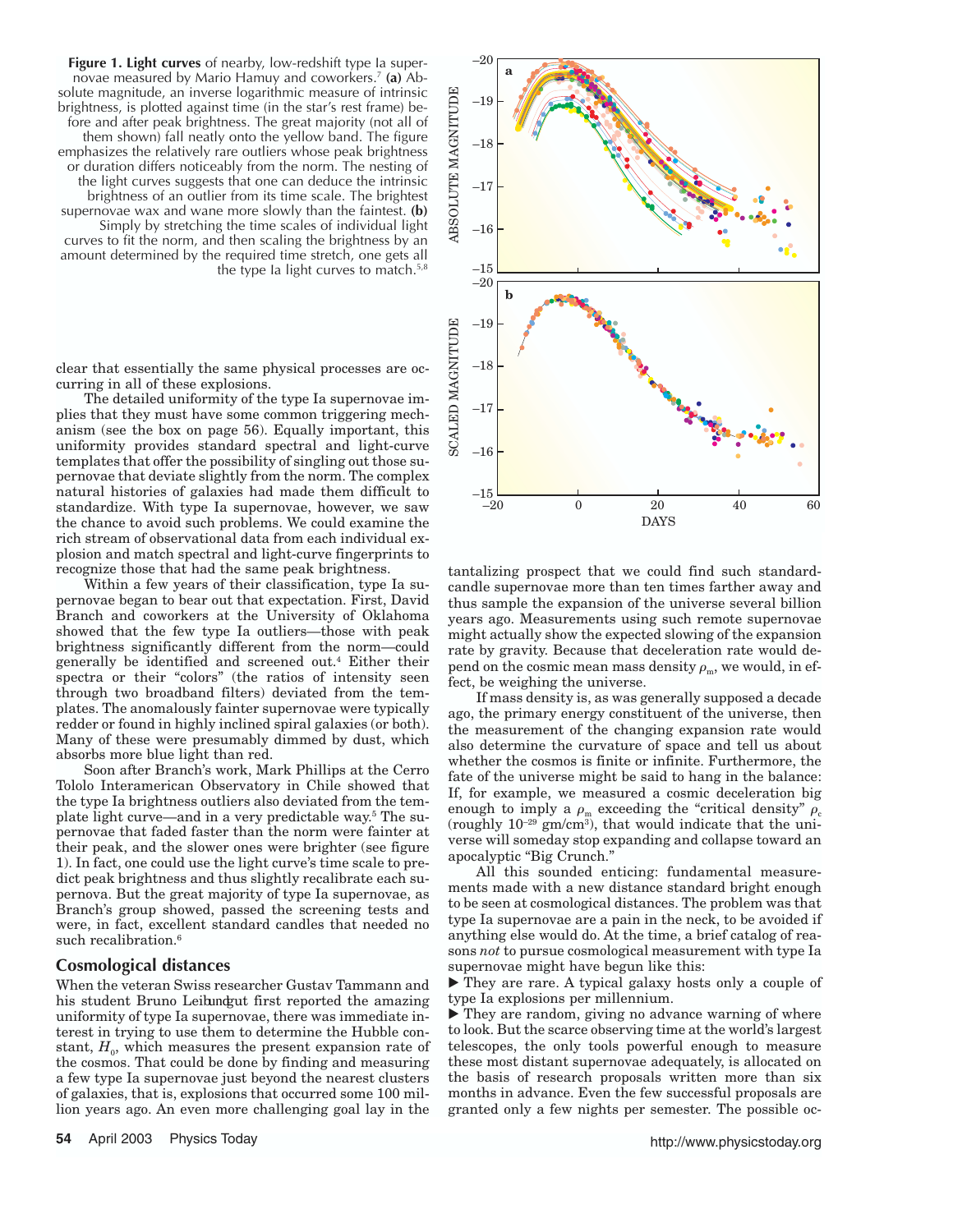**Figure 1. Light curves** of nearby, low-redshift type Ia supernovae measured by Mario Hamuy and coworkers.[7] **(a)** Absolute magnitude, an inverse logarithmic measure of intrinsic brightness, is plotted against time (in the star's rest frame) before and after peak brightness. The great majority (not all of them shown) fall neatly onto the yellow band. The figure emphasizes the relatively rare outliers whose peak brightness or duration differs noticeably from the norm. The nesting of the light curves suggests that one can deduce the intrinsic brightness of an outlier from its time scale. The brightest supernovae wax and wane more slowly than the faintest. **(b)** Simply by stretching the time scales of individual light curves to fit the norm, and then scaling the brightness by an amount determined by the required time stretch, one gets all the type Ia light curves to match.[5,8]

clear that essentially the same physical processes are occurring in all of these explosions.

The detailed uniformity of the type Ia supernovae implies that they must have some common triggering mechanism (see the box on page 56). Equally important, this uniformity provides standard spectral and light-curve templates that offer the possibility of singling out those supernovae that deviate slightly from the norm. The complex natural histories of galaxies had made them difficult to standardize. With type Ia supernovae, however, we saw the chance to avoid such problems. We could examine the rich stream of observational data from each individual explosion and match spectral and light-curve fingerprints to recognize those that had the same peak brightness.

Within a few years of their classification, type Ia supernovae began to bear out that expectation. First, David Branch and coworkers at the University of Oklahoma showed that the few type Ia outliers—those with peak brightness significantly different from the norm—could generally be identified and screened out.[4] Either their spectra or their "colors" (the ratios of intensity seen through two broadband filters) deviated from the templates. The anomalously fainter supernovae were typically redder or found in highly inclined spiral galaxies (or both). Many of these were presumably dimmed by dust, which absorbs more blue light than red.

Soon after Branch's work, Mark Phillips at the Cerro Tololo Interamerican Observatory in Chile showed that the type Ia brightness outliers also deviated from the template light curve—and in a very predictable way.[5] The supernovae that faded faster than the norm were fainter at their peak, and the slower ones were brighter (see figure 1). In fact, one could use the light curve's time scale to predict peak brightness and thus slightly recalibrate each supernova. But the great majority of type Ia supernovae, as Branch's group showed, passed the screening tests and were, in fact, excellent standard candles that needed no such recalibration.[6]

## Cosmological distances

When the veteran Swiss researcher Gustav Tammann and his student Bruno Leibundgut first reported the amazing uniformity of type Ia supernovae, there was immediate interest in trying to use them to determine the Hubble constant, $H_0$, which measures the present expansion rate of the cosmos. That could be done by finding and measuring a few type Ia supernovae just beyond the nearest clusters of galaxies, that is, explosions that occurred some 100 million years ago. An even more challenging goal lay in the tantalizing prospect that we could find such standard-candle supernovae more than ten times farther away and thus sample the expansion of the universe several billion years ago. Measurements using such remote supernovae might actually show the expected slowing of the expansion rate by gravity. Because that deceleration rate would depend on the cosmic mean mass density $\rho_m$, we would, in effect, be weighing the universe.

If mass density is, as was generally supposed a decade ago, the primary energy constituent of the universe, then the measurement of the changing expansion rate would also determine the curvature of space and tell us about whether the cosmos is finite or infinite. Furthermore, the fate of the universe might be said to hang in the balance: If, for example, we measured a cosmic deceleration big enough to imply a $\rho_m$ exceeding the "critical density" $\rho_c$ (roughly $10^{-29}$ gm/cm$^3$), that would indicate that the universe will someday stop expanding and collapse toward an apocalyptic "Big Crunch."

All this sounded enticing: fundamental measurements made with a new distance standard bright enough to be seen at cosmological distances. The problem was that type Ia supernovae are a pain in the neck, to be avoided if anything else would do. At the time, a brief catalog of reasons *not* to pursue cosmological measurement with type Ia supernovae might have begun like this:

- They are rare. A typical galaxy hosts only a couple of type Ia explosions per millennium.
- They are random, giving no advance warning of where to look. But the scarce observing time at the world's largest telescopes, the only tools powerful enough to measure these most distant supernovae adequately, is allocated on the basis of research proposals written more than six months in advance. Even the few successful proposals are granted only a few nights per semester. The possible oc-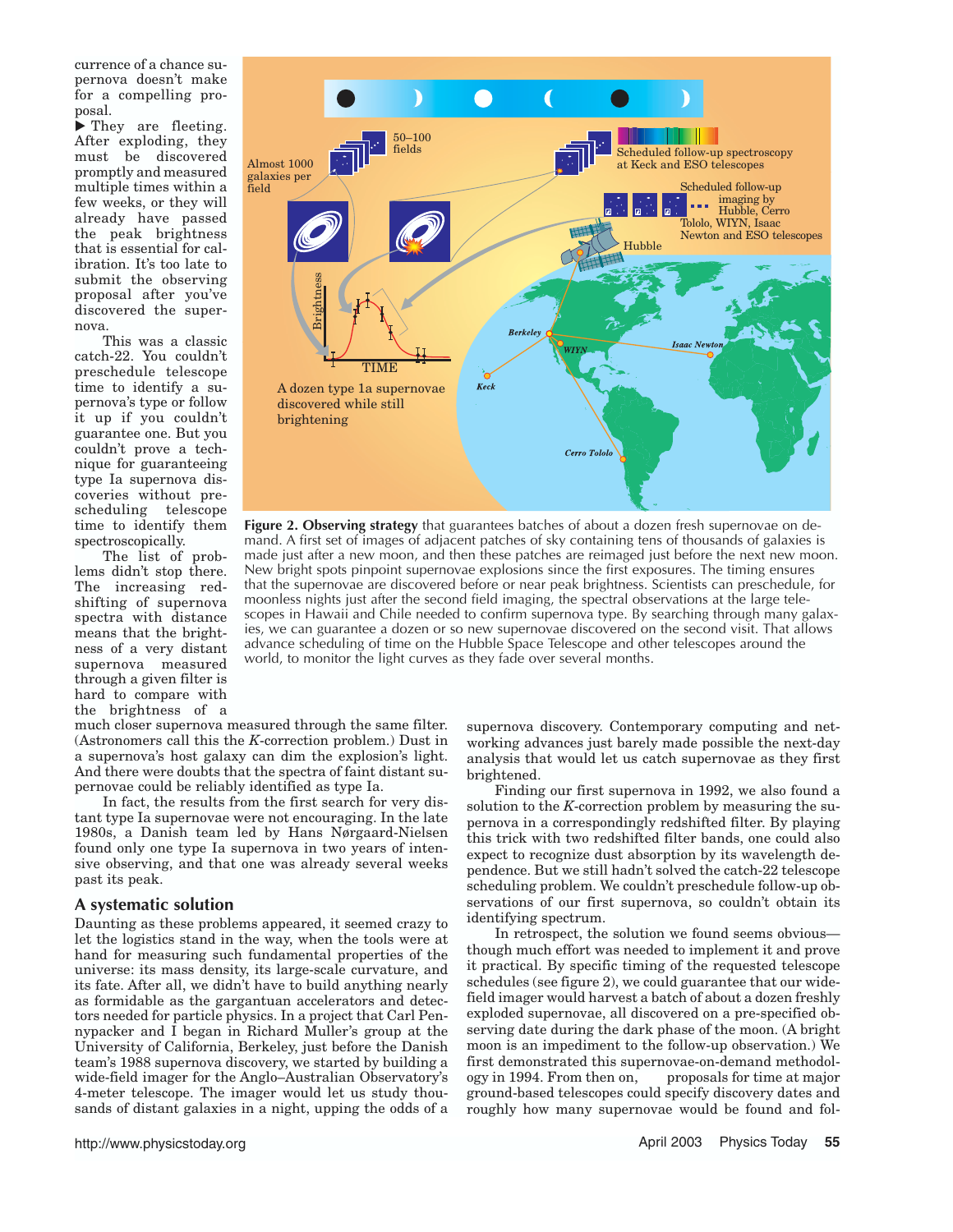currence of a chance supernova doesn't make for a compelling proposal.

▶ They are fleeting. After exploding, they must be discovered promptly and measured multiple times within a few weeks, or they will already have passed the peak brightness that is essential for calibration. It's too late to submit the observing proposal after you've discovered the supernova.

This was a classic catch-22. You couldn't preschedule telescope time to identify a supernova's type or follow it up if you couldn't guarantee one. But you couldn't prove a technique for guaranteeing type Ia supernova discoveries without prescheduling telescope time to identify them spectroscopically.

The list of problems didn't stop there. The increasing redshifting of supernova spectra with distance means that the brightness of a very distant supernova measured through a given filter is hard to compare with the brightness of a much closer supernova measured through the same filter. (Astronomers call this the *K*-correction problem.) Dust in a supernova's host galaxy can dim the explosion's light. And there were doubts that the spectra of faint distant supernovae could be reliably identified as type Ia.

In fact, the results from the first search for very distant type Ia supernovae were not encouraging. In the late 1980s, a Danish team led by Hans Nørgaard-Nielsen found only one type Ia supernova in two years of intensive observing, and that one was already several weeks past its peak.

**Figure 2. Observing strategy** that guarantees batches of about a dozen fresh supernovae on demand. A first set of images of adjacent patches of sky containing tens of thousands of galaxies is made just after a new moon, and then these patches are reimaged just before the next new moon. New bright spots pinpoint supernova explosions since the first exposures. The timing ensures that the supernovae are discovered before or near peak brightness. Scientists can preschedule, for moonless nights just after the second field imaging, the spectral observations at the large telescopes in Hawaii and Chile needed to confirm supernova type. By searching through many galaxies, we can guarantee a dozen or so new supernovae discovered on the second visit. That allows advance scheduling of time on the Hubble Space Telescope and other telescopes around the world, to monitor the light curves as they fade over several months.

## A systematic solution

Daunting as these problems appeared, it seemed crazy to let the logistics stand in the way, when the tools were at hand for measuring such fundamental properties of the universe: its mass density, its large-scale curvature, and its fate. After all, we didn't have to build anything nearly as formidable as the gargantuan accelerators and detectors needed for particle physics. In a project that Carl Pennypacker and I began in Richard Muller's group at the University of California, Berkeley, just before the Danish team's 1988 supernova discovery, we started by building a wide-field imager for the Anglo–Australian Observatory's 4-meter telescope. The imager would let us study thousands of distant galaxies in a night, upping the odds of a supernova discovery. Contemporary computing and networking advances just barely made possible the next-day analysis that would let us catch supernovae as they first brightened.

Finding our first supernova in 1992, we also found a solution to the *K*-correction problem by measuring the supernova in a correspondingly redshifted filter. By playing this trick with two redshifted filter bands, one could also expect to recognize dust absorption by its wavelength dependence. But we still hadn't solved the catch-22 telescope scheduling problem. We couldn't preschedule follow-up observations of our first supernova, so couldn't obtain its identifying spectrum.

In retrospect, the solution we found seems obvious—though much effort was needed to implement it and prove it practical. By specific timing of the requested telescope schedules (see figure 2), we could guarantee that our wide-field imager would harvest a batch of about a dozen freshly exploded supernovae, all discovered on a pre-specified observing date during the dark phase of the moon. (A bright moon is an impediment to the follow-up observation.) We first demonstrated this supernovae-on-demand methodology in 1994. From then on, proposals for time at major ground-based telescopes could specify discovery dates and roughly how many supernovae would be found and fol-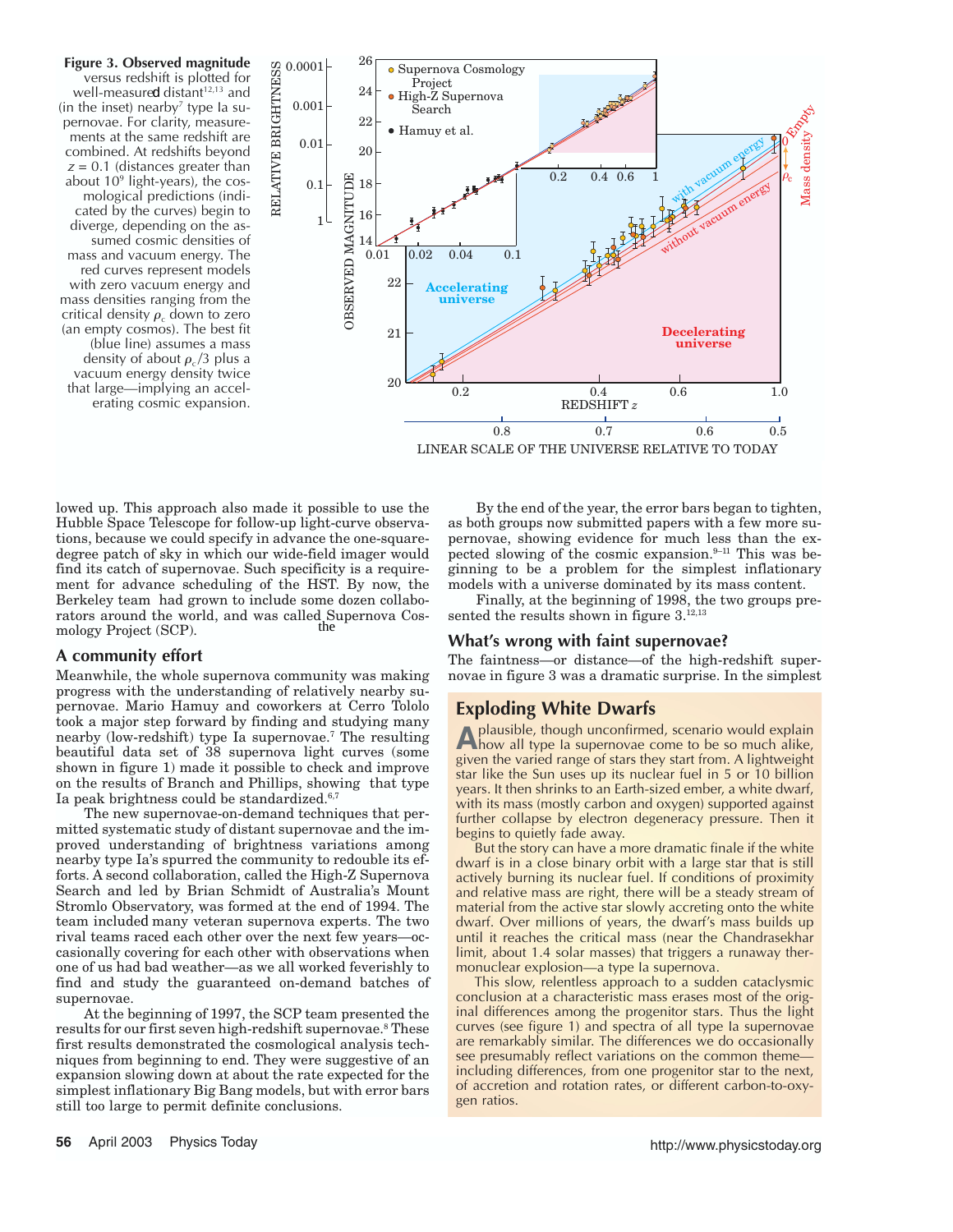**Figure 3. Observed magnitude** versus redshift is plotted for well-measured distant[12,13] and (in the inset) nearby[7] type Ia supernovae. For clarity, measurements at the same redshift are combined. At redshifts beyond $z = 0.1$ (distances greater than about $10^9$ light-years), the cosmological predictions (indicated by the curves) begin to diverge, depending on the assumed cosmic densities of mass and vacuum energy. The red curves represent models with zero vacuum energy and mass densities ranging from the critical density $\rho_c$ down to zero (an empty cosmos). The best fit (blue line) assumes a mass density of about $\rho_c/3$ plus a vacuum energy density twice that large—implying an accelerating cosmic expansion.

lowed up. This approach also made it possible to use the Hubble Space Telescope for follow-up light-curve observations, because we could specify in advance the one-square-degree patch of sky in which our wide-field imager would find its catch of supernovae. Such specificity is a requirement for advance scheduling of the HST. By now, the Berkeley team had grown to include some dozen collaborators around the world, and was called the Supernova Cosmology Project (SCP).

## A community effort

Meanwhile, the whole supernova community was making progress with the understanding of relatively nearby supernovae. Mario Hamuy and coworkers at Cerro Tololo took a major step forward by finding and studying many nearby (low-redshift) type Ia supernovae.[7] The resulting beautiful data set of 38 supernova light curves (some shown in figure 1) made it possible to check and improve on the results of Branch and Phillips, showing that type Ia peak brightness could be standardized.[6,7]

The new supernovae-on-demand techniques that permitted systematic study of distant supernovae and the improved understanding of brightness variations among nearby type Ia's spurred the community to redouble its efforts. A second collaboration, called the High-Z Supernova Search and led by Brian Schmidt of Australia's Mount Stromlo Observatory, was formed at the end of 1994. The team included many veteran supernova experts. The two rival teams raced each other over the next few years—occasionally covering for each other with observations when one of us had bad weather—as we all worked feverishly to find and study the guaranteed on-demand batches of supernovae.

At the beginning of 1997, the SCP team presented the results for our first seven high-redshift supernovae.[8] These first results demonstrated the cosmological analysis techniques from beginning to end. They were suggestive of an expansion slowing down at about the rate expected for the simplest inflationary Big Bang models, but with error bars still too large to permit definite conclusions.

By the end of the year, the error bars began to tighten, as both groups now submitted papers with a few more supernovae, showing evidence for much less than the expected slowing of the cosmic expansion.[9–11] This was beginning to be a problem for the simplest inflationary models with a universe dominated by its mass content.

Finally, at the beginning of 1998, the two groups presented the results shown in figure 3.[12,13]

## What's wrong with faint supernovae?

The faintness—or distance—of the high-redshift supernovae in figure 3 was a dramatic surprise. In the simplest

### Exploding White Dwarfs

A plausible, though unconfirmed, scenario would explain how all type Ia supernovae come to be so much alike, given the varied range of stars they start from. A lightweight star like the Sun uses up its nuclear fuel in 5 or 10 billion years. It then shrinks to an Earth-sized ember, a white dwarf, with its mass (mostly carbon and oxygen) supported against further collapse by electron degeneracy pressure. Then it begins to quietly fade away.

But the story can have a more dramatic finale if the white dwarf is in a close binary orbit with a large star that is still actively burning its nuclear fuel. If conditions of proximity and relative mass are right, there will be a steady stream of material from the active star slowly accreting onto the white dwarf. Over millions of years, the dwarf's mass builds up until it reaches the critical mass (near the Chandrasekhar limit, about 1.4 solar masses) that triggers a runaway thermonuclear explosion—a type Ia supernova.

This slow, relentless approach to a sudden cataclysmic conclusion at a characteristic mass erases most of the original differences among the progenitor stars. Thus the light curves (see figure 1) and spectra of all type Ia supernovae are remarkably similar. The differences we do occasionally see presumably reflect variations on the common theme—including differences, from one progenitor star to the next, of accretion and rotation rates, or different carbon-to-oxygen ratios.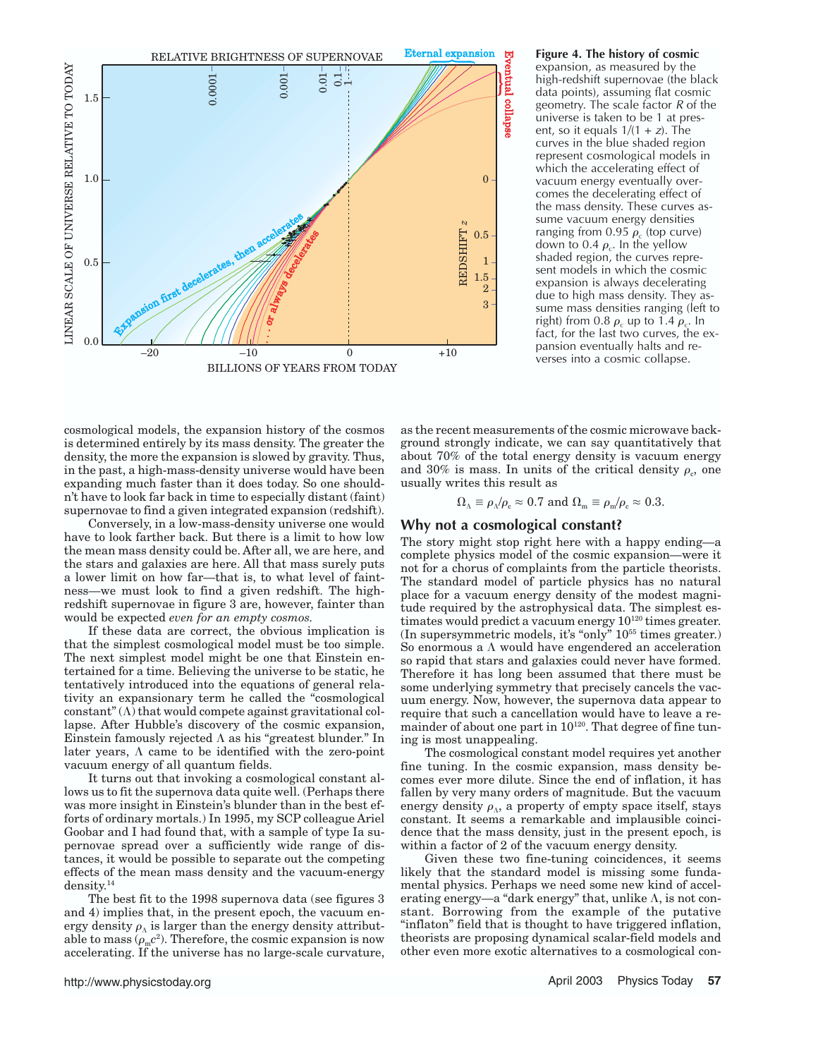RELATIVE BRIGHTNESS OF SUPERNOVAE

0.0001
0.001
0.01
0.1
1

Eternal expansion

Eventual collapse

LINEAR SCALE OF UNIVERSE RELATIVE TO TODAY

1.5
1.0
0.5
0.0

Expansion first decelerates, then accelerates

. . . or always decelerates

REDSHIFT $z$

0
0.5
1
1.5
2
3

−20
−10
0
+10

BILLIONS OF YEARS FROM TODAY

**Figure 4. The history of cosmic** expansion, as measured by the high-redshift supernovae (the black data points), assuming flat cosmic geometry. The scale factor $R$ of the universe is taken to be 1 at present, so it equals $1/(1 + z)$. The curves in the blue shaded region represent cosmological models in which the accelerating effect of vacuum energy eventually overcomes the decelerating effect of the mass density. These curves assume vacuum energy densities ranging from 0.95 $\rho_c$ (top curve) down to 0.4 $\rho_c$. In the yellow shaded region, the curves represent models in which the cosmic expansion is always decelerating due to high mass density. They assume mass densities ranging (left to right) from 0.8 $\rho_c$ up to 1.4 $\rho_c$. In fact, for the last two curves, the expansion eventually halts and reverses into a cosmic collapse.

cosmological models, the expansion history of the cosmos is determined entirely by its mass density. The greater the density, the more the expansion is slowed by gravity. Thus, in the past, a high-mass-density universe would have been expanding much faster than it does today. So one shouldn't have to look far back in time to especially distant (faint) supernovae to find a given integrated expansion (redshift).

Conversely, in a low-mass-density universe one would have to look farther back. But there is a limit to how low the mean mass density could be. After all, we are here, and the stars and galaxies are here. All that mass surely puts a lower limit on how far—that is, to what level of faintness—we must look to find a given redshift. The high-redshift supernovae in figure 3 are, however, fainter than would be expected *even for an empty cosmos.*

If these data are correct, the obvious implication is that the simplest cosmological model must be too simple. The next simplest model might be one that Einstein entertained for a time. Believing the universe to be static, he tentatively introduced into the equations of general relativity an expansionary term he called the "cosmological constant" ($\Lambda$) that would compete against gravitational collapse. After Hubble's discovery of the cosmic expansion, Einstein famously rejected $\Lambda$ as his "greatest blunder." In later years, $\Lambda$ came to be identified with the zero-point vacuum energy of all quantum fields.

It turns out that invoking a cosmological constant allows us to fit the supernova data quite well. (Perhaps there was more insight in Einstein's blunder than in the best efforts of ordinary mortals.) In 1995, my SCP colleague Ariel Goobar and I had found that, with a sample of type Ia supernovae spread over a sufficiently wide range of distances, it would be possible to separate out the competing effects of the mean mass density and the vacuum-energy density.[14]

The best fit to the 1998 supernova data (see figures 3 and 4) implies that, in the present epoch, the vacuum energy density $\rho_\Lambda$ is larger than the energy density attributable to mass ($\rho_m c^2$). Therefore, the cosmic expansion is now accelerating. If the universe has no large-scale curvature, as the recent measurements of the cosmic microwave background strongly indicate, we can say quantitatively that about 70% of the total energy density is vacuum energy and 30% is mass. In units of the critical density $\rho_c$, one usually writes this result as

$$\Omega_\Lambda \equiv \rho_\Lambda/\rho_c \approx 0.7 \text{ and } \Omega_m \equiv \rho_m/\rho_c \approx 0.3.$$

## Why not a cosmological constant?

The story might stop right here with a happy ending—a complete physics model of the cosmic expansion—were it not for a chorus of complaints from the particle theorists. The standard model of particle physics has no natural place for a vacuum energy density of the modest magnitude required by the astrophysical data. The simplest estimates would predict a vacuum energy $10^{120}$ times greater. (In supersymmetric models, it's "only" $10^{55}$ times greater.) So enormous a $\Lambda$ would have engendered an acceleration so rapid that stars and galaxies could never have formed. Therefore it has long been assumed that there must be some underlying symmetry that precisely cancels the vacuum energy. Now, however, the supernova data appear to require that such a cancellation would have to leave a remainder of about one part in $10^{120}$. That degree of fine tuning is most unappealing.

The cosmological constant model requires yet another fine tuning. In the cosmic expansion, mass density becomes ever more dilute. Since the end of inflation, it has fallen by very many orders of magnitude. But the vacuum energy density $\rho_\Lambda$, a property of empty space itself, stays constant. It seems a remarkable and implausible coincidence that the mass density, just in the present epoch, is within a factor of 2 of the vacuum energy density.

Given these two fine-tuning coincidences, it seems likely that the standard model is missing some fundamental physics. Perhaps we need some new kind of accelerating energy—a "dark energy" that, unlike $\Lambda$, is not constant. Borrowing from the example of the putative "inflaton" field that is thought to have triggered inflation, theorists are proposing dynamical scalar-field models and other even more exotic alternatives to a cosmological con-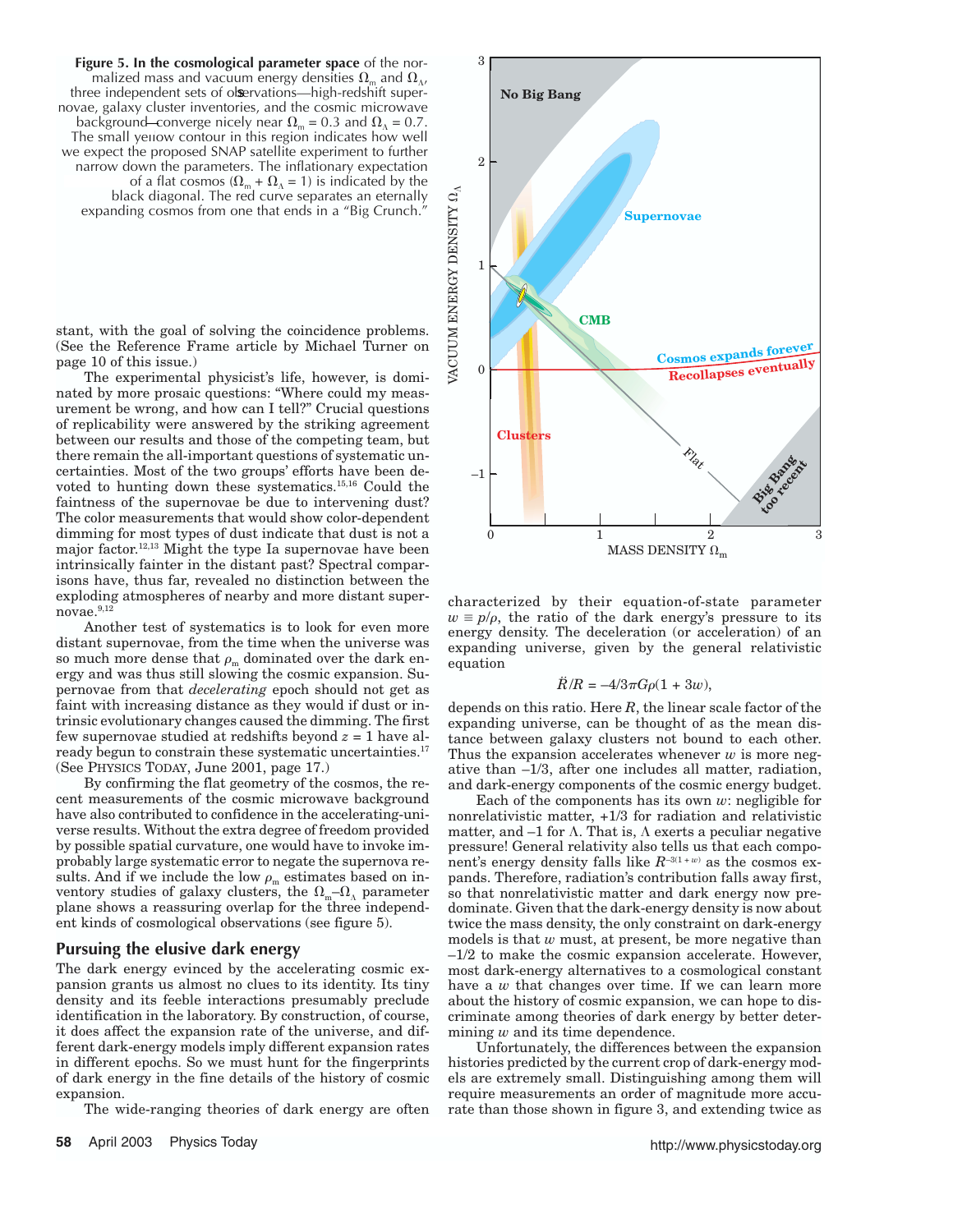**Figure 5. In the cosmological parameter space** of the normalized mass and vacuum energy densities $\Omega_m$ and $\Omega_\Lambda$, three independent sets of observations—high-redshift supernovae, galaxy cluster inventories, and the cosmic microwave background—converge nicely near $\Omega_m = 0.3$ and $\Omega_\Lambda = 0.7$. The small yellow contour in this region indicates how well we expect the proposed SNAP satellite experiment to further narrow down the parameters. The inflationary expectation of a flat cosmos ($\Omega_m + \Omega_\Lambda = 1$) is indicated by the black diagonal. The red curve separates an eternally expanding cosmos from one that ends in a "Big Crunch."

stant, with the goal of solving the coincidence problems. (See the Reference Frame article by Michael Turner on page 10 of this issue.)

The experimental physicist's life, however, is dominated by more prosaic questions: "Where could my measurement be wrong, and how can I tell?" Crucial questions of replicability were answered by the striking agreement between our results and those of the competing team, but there remain the all-important questions of systematic uncertainties. Most of the two groups' efforts have been devoted to hunting down these systematics.[15,16] Could the faintness of the supernovae be due to intervening dust? The color measurements that would show color-dependent dimming for most types of dust indicate that dust is not a major factor.[12,13] Might the type Ia supernovae have been intrinsically fainter in the distant past? Spectral comparisons have, thus far, revealed no distinction between the exploding atmospheres of nearby and more distant supernovae.[9,12]

Another test of systematics is to look for even more distant supernovae, from the time when the universe was so much more dense that $\rho_m$ dominated over the dark energy and was thus still slowing the cosmic expansion. Supernovae from that *decelerating* epoch should not get as faint with increasing distance as they would if dust or intrinsic evolutionary changes caused the dimming. The first few supernovae studied at redshifts beyond $z = 1$ have already begun to constrain these systematic uncertainties.[17] (See PHYSICS TODAY, June 2001, page 17.)

By confirming the flat geometry of the cosmos, the recent measurements of the cosmic microwave background have also contributed to confidence in the accelerating-universe results. Without the extra degree of freedom provided by possible spatial curvature, one would have to invoke improbably large systematic error to negate the supernova results. And if we include the low $\rho_m$ estimates based on inventory studies of galaxy clusters, the $\Omega_m$–$\Omega_\Lambda$ parameter plane shows a reassuring overlap for the three independent kinds of cosmological observations (see figure 5).

## Pursuing the elusive dark energy

The dark energy evinced by the accelerating cosmic expansion grants us almost no clues to its identity. Its tiny density and its feeble interactions presumably preclude identification in the laboratory. By construction, of course, it does affect the expansion rate of the universe, and different dark-energy models imply different expansion rates in different epochs. So we must hunt for the fingerprints of dark energy in the fine details of the history of cosmic expansion.

The wide-ranging theories of dark energy are often characterized by their equation-of-state parameter $w \equiv p/\rho$, the ratio of the dark energy's pressure to its energy density. The deceleration (or acceleration) of an expanding universe, given by the general relativistic equation

$$\ddot{R}/R = -4/3\pi G\rho(1 + 3w),$$

depends on this ratio. Here $R$, the linear scale factor of the expanding universe, can be thought of as the mean distance between galaxy clusters not bound to each other. Thus the expansion accelerates whenever $w$ is more negative than $-1/3$, after one includes all matter, radiation, and dark-energy components of the cosmic energy budget.

Each of the components has its own $w$: negligible for nonrelativistic matter, $+1/3$ for radiation and relativistic matter, and $-1$ for $\Lambda$. That is, $\Lambda$ exerts a peculiar negative pressure! General relativity also tells us that each component's energy density falls like $R^{-3(1+w)}$ as the cosmos expands. Therefore, radiation's contribution falls away first, so that nonrelativistic matter and dark energy now predominate. Given that the dark-energy density is now about twice the mass density, the only constraint on dark-energy models is that $w$ must, at present, be more negative than $-1/2$ to make the cosmic expansion accelerate. However, most dark-energy alternatives to a cosmological constant have a $w$ that changes over time. If we can learn more about the history of cosmic expansion, we can hope to discriminate among theories of dark energy by better determining $w$ and its time dependence.

Unfortunately, the differences between the expansion histories predicted by the current crop of dark-energy models are extremely small. Distinguishing among them will require measurements an order of magnitude more accurate than those shown in figure 3, and extending twice as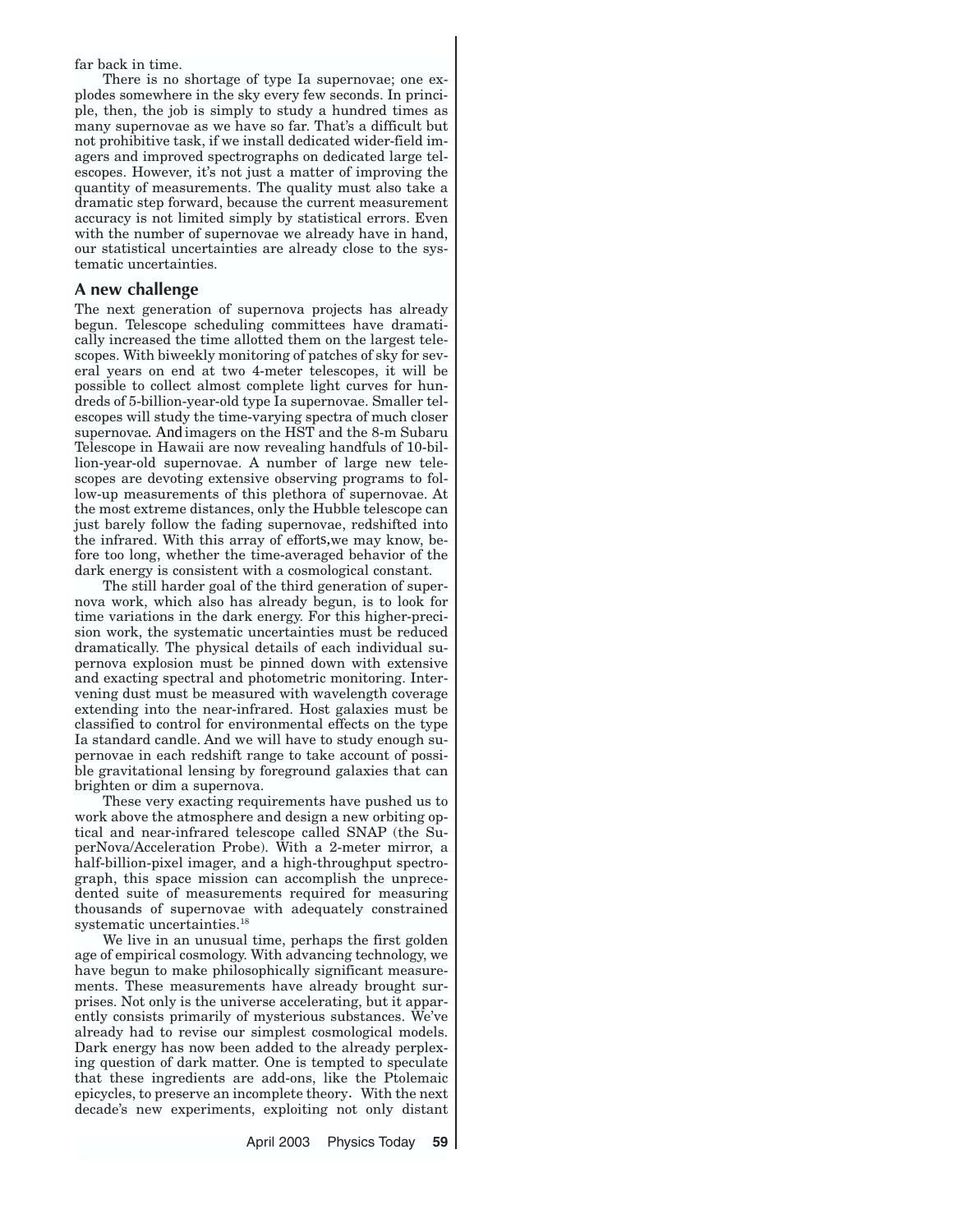far back in time.

There is no shortage of type Ia supernovae; one explodes somewhere in the sky every few seconds. In principle, then, the job is simply to study a hundred times as many supernovae as we have so far. That's a difficult but not prohibitive task, if we install dedicated wider-field imagers and improved spectrographs on dedicated large telescopes. However, it's not just a matter of improving the quantity of measurements. The quality must also take a dramatic step forward, because the current measurement accuracy is not limited simply by statistical errors. Even with the number of supernovae we already have in hand, our statistical uncertainties are already close to the systematic uncertainties.

## A new challenge

The next generation of supernova projects has already begun. Telescope scheduling committees have dramatically increased the time allotted them on the largest telescopes. With biweekly monitoring of patches of sky for several years on end at two 4-meter telescopes, it will be possible to collect almost complete light curves for hundreds of 5-billion-year-old type Ia supernovae. Smaller telescopes will study the time-varying spectra of much closer supernovae. And imagers on the HST and the 8-m Subaru Telescope in Hawaii are now revealing handfuls of 10-billion-year-old supernovae. A number of large new telescopes are devoting extensive observing programs to follow-up measurements of this plethora of supernovae. At the most extreme distances, only the Hubble telescope can just barely follow the fading supernovae, redshifted into the infrared. With this array of efforts, we may know, before too long, whether the time-averaged behavior of the dark energy is consistent with a cosmological constant.

The still harder goal of the third generation of supernova work, which also has already begun, is to look for time variations in the dark energy. For this higher-precision work, the systematic uncertainties must be reduced dramatically. The physical details of each individual supernova explosion must be pinned down with extensive and exacting spectral and photometric monitoring. Intervening dust must be measured with wavelength coverage extending into the near-infrared. Host galaxies must be classified to control for environmental effects on the type Ia standard candle. And we will have to study enough supernovae in each redshift range to take account of possible gravitational lensing by foreground galaxies that can brighten or dim a supernova.

These very exacting requirements have pushed us to work above the atmosphere and design a new orbiting optical and near-infrared telescope called SNAP (the SuperNova/Acceleration Probe). With a 2-meter mirror, a half-billion-pixel imager, and a high-throughput spectrograph, this space mission can accomplish the unprecedented suite of measurements required for measuring thousands of supernovae with adequately constrained systematic uncertainties.[18]

We live in an unusual time, perhaps the first golden age of empirical cosmology. With advancing technology, we have begun to make philosophically significant measurements. These measurements have already brought surprises. Not only is the universe accelerating, but it apparently consists primarily of mysterious substances. We've already had to revise our simplest cosmological models. Dark energy has now been added to the already perplexing question of dark matter. One is tempted to speculate that these ingredients are add-ons, like the Ptolemaic epicycles, to preserve an incomplete theory. With the next decade's new experiments, exploiting not only distant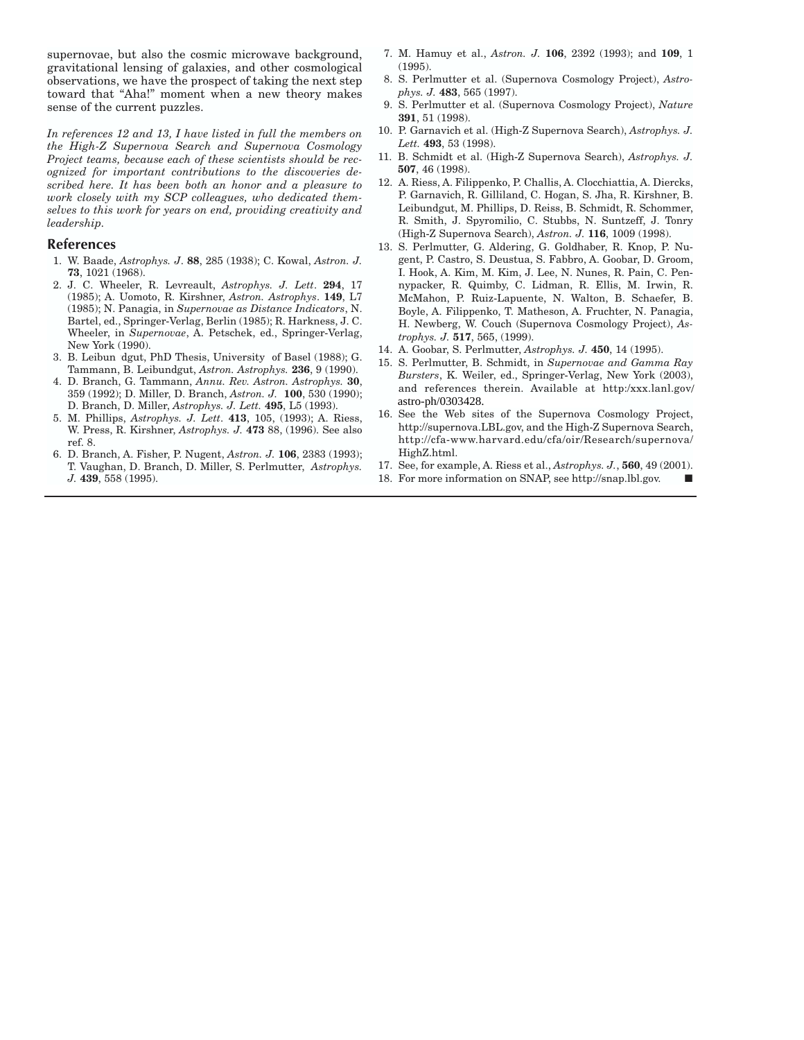supernovae, but also the cosmic microwave background, gravitational lensing of galaxies, and other cosmological observations, we have the prospect of taking the next step toward that "Aha!" moment when a new theory makes sense of the current puzzles.

*In references 12 and 13, I have listed in full the members on the High-Z Supernova Search and Supernova Cosmology Project teams, because each of these scientists should be recognized for important contributions to the discoveries described here. It has been both an honor and a pleasure to work closely with my SCP colleagues, who dedicated themselves to this work for years on end, providing creativity and leadership.*

## References

1. W. Baade, *Astrophys. J*. **88**, 285 (1938); C. Kowal, *Astron. J.* **73**, 1021 (1968).
2. J. C. Wheeler, R. Levreault, *Astrophys. J. Lett*. **294**, 17 (1985); A. Uomoto, R. Kirshner, *Astron. Astrophys*. **149**, L7 (1985); N. Panagia, in *Supernovae as Distance Indicators*, N. Bartel, ed., Springer-Verlag, Berlin (1985); R. Harkness, J. C. Wheeler, in *Supernovae*, A. Petschek, ed., Springer-Verlag, New York (1990).
3. B. Leibun dgut, PhD Thesis, University of Basel (1988); G. Tammann, B. Leibundgut, *Astron. Astrophys.* **236**, 9 (1990).
4. D. Branch, G. Tammann, *Annu. Rev. Astron. Astrophys.* **30**, 359 (1992); D. Miller, D. Branch, *Astron. J.* **100**, 530 (1990); D. Branch, D. Miller, *Astrophys. J. Lett.* **495**, L5 (1993).
5. M. Phillips, *Astrophys. J. Lett*. **413**, 105, (1993); A. Riess, W. Press, R. Kirshner, *Astrophys. J.* **473** 88, (1996). See also ref. 8.
6. D. Branch, A. Fisher, P. Nugent, *Astron. J.* **106**, 2383 (1993); T. Vaughan, D. Branch, D. Miller, S. Perlmutter, *Astrophys. J.* **439**, 558 (1995).
7. M. Hamuy et al., *Astron. J.* **106**, 2392 (1993); and **109**, 1 (1995).
8. S. Perlmutter et al. (Supernova Cosmology Project), *Astrophys. J.* **483**, 565 (1997).
9. S. Perlmutter et al. (Supernova Cosmology Project), *Nature* **391**, 51 (1998).
10. P. Garnavich et al. (High-Z Supernova Search), *Astrophys. J. Lett.* **493**, 53 (1998).
11. B. Schmidt et al. (High-Z Supernova Search), *Astrophys. J.* **507**, 46 (1998).
12. A. Riess, A. Filippenko, P. Challis, A. Clocchiattia, A. Diercks, P. Garnavich, R. Gilliland, C. Hogan, S. Jha, R. Kirshner, B. Leibundgut, M. Phillips, D. Reiss, B. Schmidt, R. Schommer, R. Smith, J. Spyromilio, C. Stubbs, N. Suntzeff, J. Tonry (High-Z Supernova Search), *Astron. J.* **116**, 1009 (1998).
13. S. Perlmutter, G. Aldering, G. Goldhaber, R. Knop, P. Nugent, P. Castro, S. Deustua, S. Fabbro, A. Goobar, D. Groom, I. Hook, A. Kim, M. Kim, J. Lee, N. Nunes, R. Pain, C. Pennypacker, R. Quimby, C. Lidman, R. Ellis, M. Irwin, R. McMahon, P. Ruiz-Lapuente, N. Walton, B. Schaefer, B. Boyle, A. Filippenko, T. Matheson, A. Fruchter, N. Panagia, H. Newberg, W. Couch (Supernova Cosmology Project), *Astrophys. J.* **517**, 565, (1999).
14. A. Goobar, S. Perlmutter, *Astrophys. J.* **450**, 14 (1995).
15. S. Perlmutter, B. Schmidt, in *Supernovae and Gamma Ray Bursters*, K. Weiler, ed., Springer-Verlag, New York (2003), and references therein. Available at http:/xxx.lanl.gov/astro-ph/0303428.
16. See the Web sites of the Supernova Cosmology Project, http://supernova.LBL.gov, and the High-Z Supernova Search, http://cfa-www.harvard.edu/cfa/oir/Research/supernova/HighZ.html.
17. See, for example, A. Riess et al., *Astrophys. J.*, **560**, 49 (2001).
18. For more information on SNAP, see http://snap.lbl.gov. ■